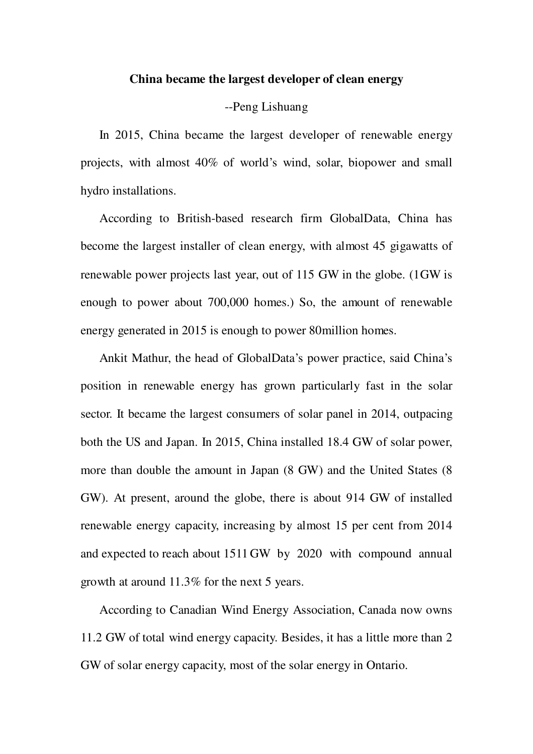# China became the largest developer of clean energy

--Peng Lishuang

In 2015, China became the largest developer of renewable energy projects, with almost 40% of world's wind, solar, biopower and small hydro installations.

According to British-based research firm GlobalData, China has become the largest installer of clean energy, with almost 45 gigawatts of renewable power projects last year, out of 115 GW in the globe. (1GW is enough to power about 700,000 homes.) So, the amount of renewable energy generated in 2015 is enough to power 80million homes.

Ankit Mathur, the head of GlobalData's power practice, said China's position in renewable energy has grown particularly fast in the solar sector. It became the largest consumers of solar panel in 2014, outpacing both the US and Japan. In 2015, China installed 18.4 GW of solar power, more than double the amount in Japan (8 GW) and the United States (8 GW). At present, around the globe, there is about 914 GW of installed renewable energy capacity, increasing by almost 15 per cent from 2014 and expected to reach about 1511 GW by 2020 with compound annual growth at around 11.3% for the next 5 years.

According to Canadian Wind Energy Association, Canada now owns 11.2 GW of total wind energy capacity. Besides, it has a little more than 2 GW of solar energy capacity, most of the solar energy in Ontario.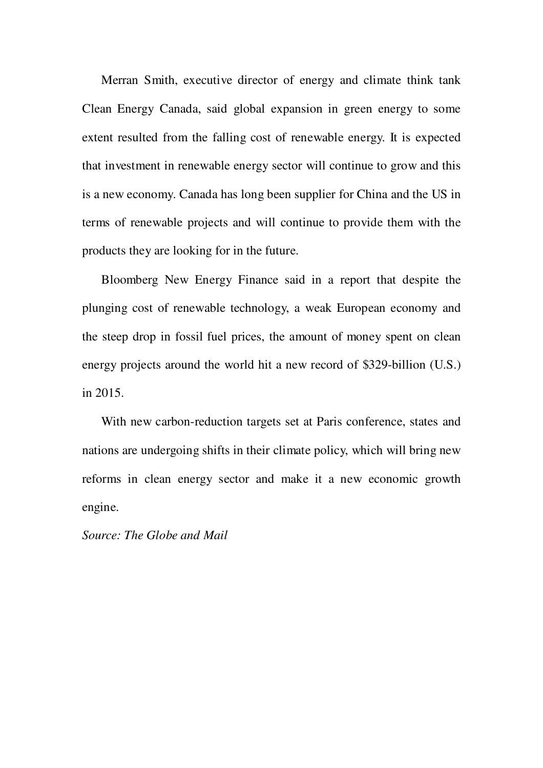Merran Smith, executive director of energy and climate think tank Clean Energy Canada, said global expansion in green energy to some extent resulted from the falling cost of renewable energy. It is expected that investment in renewable energy sector will continue to grow and this is a new economy. Canada has long been supplier for China and the US in terms of renewable projects and will continue to provide them with the products they are looking for in the future.

Bloomberg New Energy Finance said in a report that despite the plunging cost of renewable technology, a weak European economy and the steep drop in fossil fuel prices, the amount of money spent on clean energy projects around the world hit a new record of $329-billion (U.S.) in 2015.

With new carbon-reduction targets set at Paris conference, states and nations are undergoing shifts in their climate policy, which will bring new reforms in clean energy sector and make it a new economic growth engine.

*Source: The Globe and Mail*